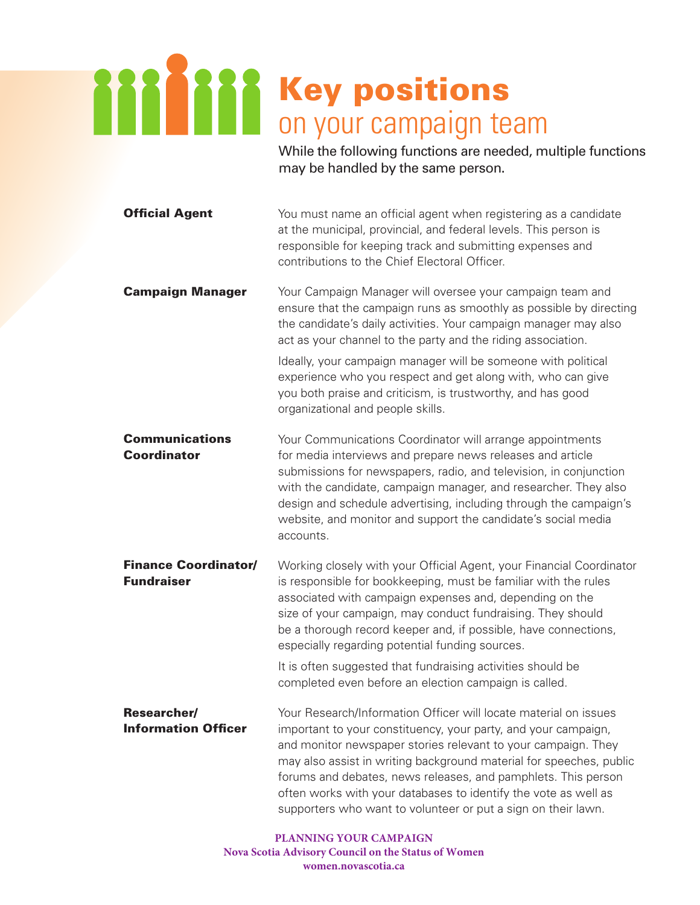# Key positions
## on your campaign team

While the following functions are needed, multiple functions may be handled by the same person.

**Official Agent**

You must name an official agent when registering as a candidate at the municipal, provincial, and federal levels. This person is responsible for keeping track and submitting expenses and contributions to the Chief Electoral Officer.

**Campaign Manager**

Your Campaign Manager will oversee your campaign team and ensure that the campaign runs as smoothly as possible by directing the candidate's daily activities. Your campaign manager may also act as your channel to the party and the riding association.

Ideally, your campaign manager will be someone with political experience who you respect and get along with, who can give you both praise and criticism, is trustworthy, and has good organizational and people skills.

**Communications Coordinator**

Your Communications Coordinator will arrange appointments for media interviews and prepare news releases and article submissions for newspapers, radio, and television, in conjunction with the candidate, campaign manager, and researcher. They also design and schedule advertising, including through the campaign's website, and monitor and support the candidate's social media accounts.

**Finance Coordinator/ Fundraiser**

Working closely with your Official Agent, your Financial Coordinator is responsible for bookkeeping, must be familiar with the rules associated with campaign expenses and, depending on the size of your campaign, may conduct fundraising. They should be a thorough record keeper and, if possible, have connections, especially regarding potential funding sources.

It is often suggested that fundraising activities should be completed even before an election campaign is called.

**Researcher/ Information Officer**

Your Research/Information Officer will locate material on issues important to your constituency, your party, and your campaign, and monitor newspaper stories relevant to your campaign. They may also assist in writing background material for speeches, public forums and debates, news releases, and pamphlets. This person often works with your databases to identify the vote as well as supporters who want to volunteer or put a sign on their lawn.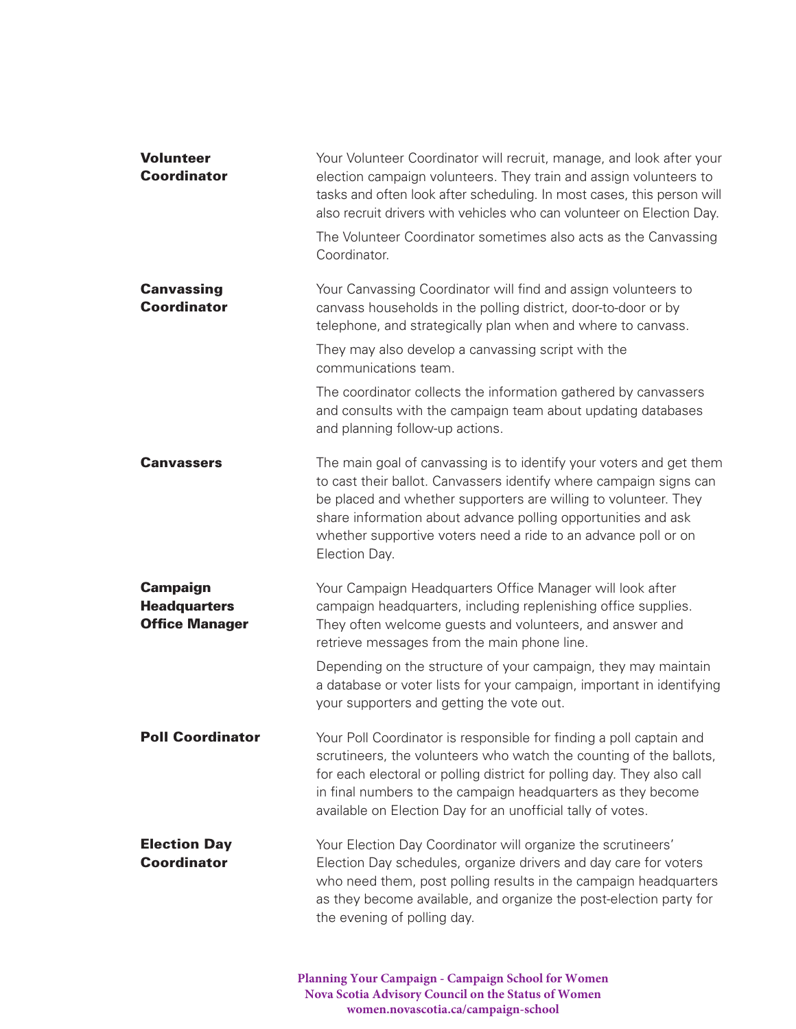**Volunteer Coordinator**

Your Volunteer Coordinator will recruit, manage, and look after your election campaign volunteers. They train and assign volunteers to tasks and often look after scheduling. In most cases, this person will also recruit drivers with vehicles who can volunteer on Election Day.

The Volunteer Coordinator sometimes also acts as the Canvassing Coordinator.

**Canvassing Coordinator**

Your Canvassing Coordinator will find and assign volunteers to canvass households in the polling district, door-to-door or by telephone, and strategically plan when and where to canvass.

They may also develop a canvassing script with the communications team.

The coordinator collects the information gathered by canvassers and consults with the campaign team about updating databases and planning follow-up actions.

**Canvassers**

The main goal of canvassing is to identify your voters and get them to cast their ballot. Canvassers identify where campaign signs can be placed and whether supporters are willing to volunteer. They share information about advance polling opportunities and ask whether supportive voters need a ride to an advance poll or on Election Day.

**Campaign Headquarters Office Manager**

Your Campaign Headquarters Office Manager will look after campaign headquarters, including replenishing office supplies. They often welcome guests and volunteers, and answer and retrieve messages from the main phone line.

Depending on the structure of your campaign, they may maintain a database or voter lists for your campaign, important in identifying your supporters and getting the vote out.

**Poll Coordinator**

Your Poll Coordinator is responsible for finding a poll captain and scrutineers, the volunteers who watch the counting of the ballots, for each electoral or polling district for polling day. They also call in final numbers to the campaign headquarters as they become available on Election Day for an unofficial tally of votes.

**Election Day Coordinator**

Your Election Day Coordinator will organize the scrutineers' Election Day schedules, organize drivers and day care for voters who need them, post polling results in the campaign headquarters as they become available, and organize the post-election party for the evening of polling day.